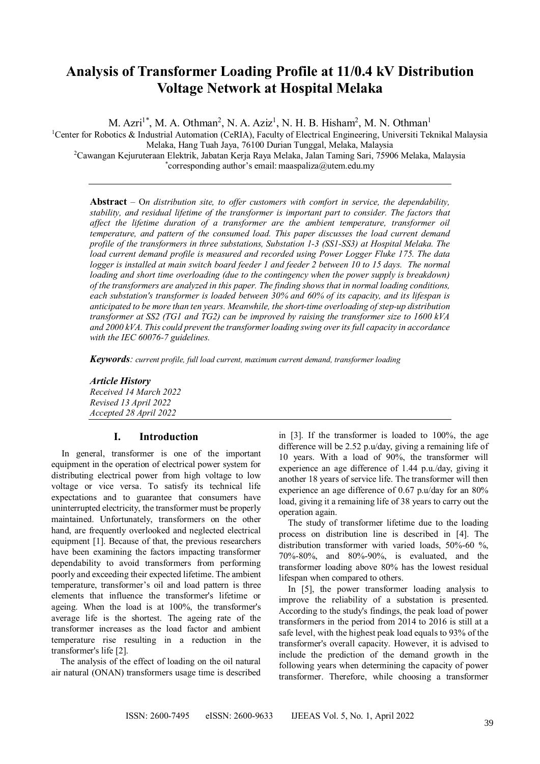# Analysis of Transformer Loading Profile at 11/0.4 kV Distribution Voltage Network at Hospital Melaka

M. Azri[1*], M. A. Othman[2], N. A. Aziz[1], N. H. B. Hisham[2], M. N. Othman[1]

[1]Center for Robotics & Industrial Automation (CeRIA), Faculty of Electrical Engineering, Universiti Teknikal Malaysia Melaka, Hang Tuah Jaya, 76100 Durian Tunggal, Melaka, Malaysia

[2]Cawangan Kejuruteraan Elektrik, Jabatan Kerja Raya Melaka, Jalan Taming Sari, 75906 Melaka, Malaysia

[*]corresponding author's email: maaspaliza@utem.edu.my

**Abstract** – O*n distribution site, to offer customers with comfort in service, the dependability, stability, and residual lifetime of the transformer is important part to consider. The factors that affect the lifetime duration of a transformer are the ambient temperature, transformer oil temperature, and pattern of the consumed load. This paper discusses the load current demand profile of the transformers in three substations, Substation 1-3 (SS1-SS3) at Hospital Melaka. The load current demand profile is measured and recorded using Power Logger Fluke 175. The data logger is installed at main switch board feeder 1 and feeder 2 between 10 to 15 days. The normal loading and short time overloading (due to the contingency when the power supply is breakdown) of the transformers are analyzed in this paper. The finding shows that in normal loading conditions, each substation's transformer is loaded between 30% and 60% of its capacity, and its lifespan is anticipated to be more than ten years. Meanwhile, the short-time overloading of step-up distribution transformer at SS2 (TG1 and TG2) can be improved by raising the transformer size to 1600 kVA and 2000 kVA. This could prevent the transformer loading swing over its full capacity in accordance with the IEC 60076-7 guidelines.*

***Keywords****: current profile, full load current, maximum current demand, transformer loading*

***Article History***
*Received 14 March 2022*
*Revised 13 April 2022*
*Accepted 28 April 2022*

## I. Introduction

In general, transformer is one of the important equipment in the operation of electrical power system for distributing electrical power from high voltage to low voltage or vice versa. To satisfy its technical life expectations and to guarantee that consumers have uninterrupted electricity, the transformer must be properly maintained. Unfortunately, transformers on the other hand, are frequently overlooked and neglected electrical equipment [1]. Because of that, the previous researchers have been examining the factors impacting transformer dependability to avoid transformers from performing poorly and exceeding their expected lifetime. The ambient temperature, transformer's oil and load pattern is three elements that influence the transformer's lifetime or ageing. When the load is at 100%, the transformer's average life is the shortest. The ageing rate of the transformer increases as the load factor and ambient temperature rise resulting in a reduction in the transformer's life [2].

The analysis of the effect of loading on the oil natural air natural (ONAN) transformers usage time is described in [3]. If the transformer is loaded to 100%, the age difference will be 2.52 p.u/day, giving a remaining life of 10 years. With a load of 90%, the transformer will experience an age difference of 1.44 p.u./day, giving it another 18 years of service life. The transformer will then experience an age difference of 0.67 p.u/day for an 80% load, giving it a remaining life of 38 years to carry out the operation again.

The study of transformer lifetime due to the loading process on distribution line is described in [4]. The distribution transformer with varied loads, 50%-60 %, 70%-80%, and 80%-90%, is evaluated, and the transformer loading above 80% has the lowest residual lifespan when compared to others.

In [5], the power transformer loading analysis to improve the reliability of a substation is presented. According to the study's findings, the peak load of power transformers in the period from 2014 to 2016 is still at a safe level, with the highest peak load equals to 93% of the transformer's overall capacity. However, it is advised to include the prediction of the demand growth in the following years when determining the capacity of power transformer. Therefore, while choosing a transformer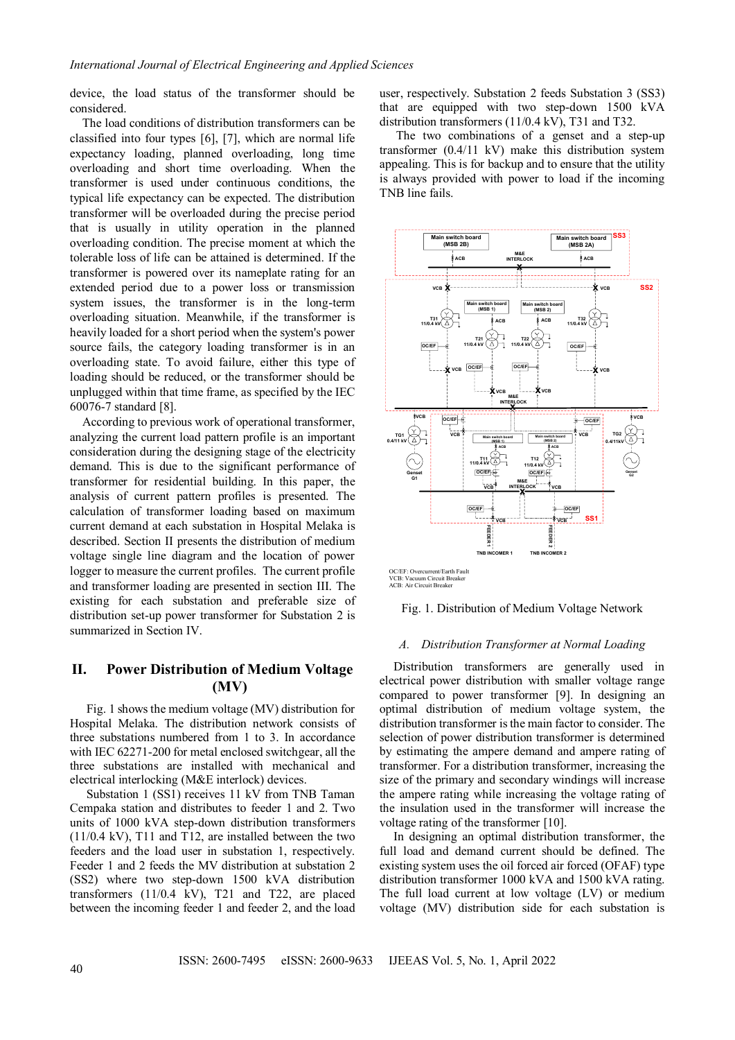device, the load status of the transformer should be considered.

The load conditions of distribution transformers can be classified into four types [6], [7], which are normal life expectancy loading, planned overloading, long time overloading and short time overloading. When the transformer is used under continuous conditions, the typical life expectancy can be expected. The distribution transformer will be overloaded during the precise period that is usually in utility operation in the planned overloading condition. The precise moment at which the tolerable loss of life can be attained is determined. If the transformer is powered over its nameplate rating for an extended period due to a power loss or transmission system issues, the transformer is in the long-term overloading situation. Meanwhile, if the transformer is heavily loaded for a short period when the system's power source fails, the category loading transformer is in an overloading state. To avoid failure, either this type of loading should be reduced, or the transformer should be unplugged within that time frame, as specified by the IEC 60076-7 standard [8].

According to previous work of operational transformer, analyzing the current load pattern profile is an important consideration during the designing stage of the electricity demand. This is due to the significant performance of transformer for residential building. In this paper, the analysis of current pattern profiles is presented. The calculation of transformer loading based on maximum current demand at each substation in Hospital Melaka is described. Section II presents the distribution of medium voltage single line diagram and the location of power logger to measure the current profiles. The current profile and transformer loading are presented in section III. The existing for each substation and preferable size of distribution set-up power transformer for Substation 2 is summarized in Section IV.

## II. Power Distribution of Medium Voltage (MV)

Fig. 1 shows the medium voltage (MV) distribution for Hospital Melaka. The distribution network consists of three substations numbered from 1 to 3. In accordance with IEC 62271-200 for metal enclosed switchgear, all the three substations are installed with mechanical and electrical interlocking (M&E interlock) devices.

Substation 1 (SS1) receives 11 kV from TNB Taman Cempaka station and distributes to feeder 1 and 2. Two units of 1000 kVA step-down distribution transformers (11/0.4 kV), T11 and T12, are installed between the two feeders and the load user in substation 1, respectively. Feeder 1 and 2 feeds the MV distribution at substation 2 (SS2) where two step-down 1500 kVA distribution transformers (11/0.4 kV), T21 and T22, are placed between the incoming feeder 1 and feeder 2, and the load user, respectively. Substation 2 feeds Substation 3 (SS3) that are equipped with two step-down 1500 kVA distribution transformers (11/0.4 kV), T31 and T32.

The two combinations of a genset and a step-up transformer (0.4/11 kV) make this distribution system appealing. This is for backup and to ensure that the utility is always provided with power to load if the incoming TNB line fails.

OC/EF: Overcurrent/Earth Fault
VCB: Vacuum Circuit Breaker
ACB: Air Circuit Breaker

Fig. 1. Distribution of Medium Voltage Network

### A. Distribution Transformer at Normal Loading

Distribution transformers are generally used in electrical power distribution with smaller voltage range compared to power transformer [9]. In designing an optimal distribution of medium voltage system, the distribution transformer is the main factor to consider. The selection of power distribution transformer is determined by estimating the ampere demand and ampere rating of transformer. For a distribution transformer, increasing the size of the primary and secondary windings will increase the ampere rating while increasing the voltage rating of the insulation used in the transformer will increase the voltage rating of the transformer [10].

In designing an optimal distribution transformer, the full load and demand current should be defined. The existing system uses the oil forced air forced (OFAF) type distribution transformer 1000 kVA and 1500 kVA rating. The full load current at low voltage (LV) or medium voltage (MV) distribution side for each substation is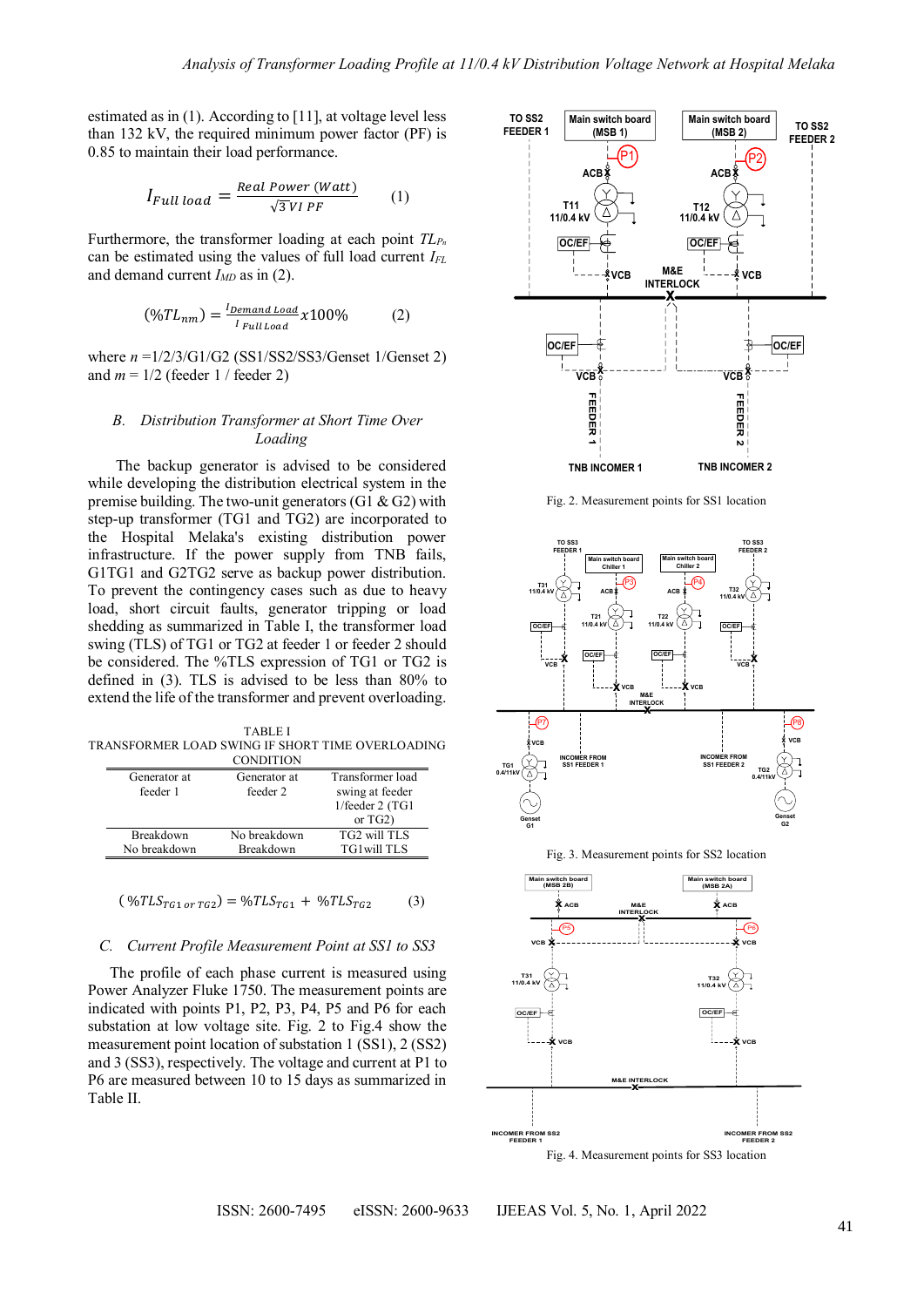estimated as in (1). According to [11], at voltage level less than 132 kV, the required minimum power factor (PF) is 0.85 to maintain their load performance.

$$I_{Full\ load} = \frac{Real\ Power\ (Watt)}{\sqrt{3}\,VI\ PF} \qquad (1)$$

Furthermore, the transformer loading at each point $TL_{P_n}$ can be estimated using the values of full load current $I_{FL}$ and demand current $I_{MD}$ as in (2).

$$(\%TL_{nm}) = \frac{I_{Demand\ Load}}{I_{Full\ Load}} x100\% \qquad (2)$$

where $n$ =1/2/3/G1/G2 (SS1/SS2/SS3/Genset 1/Genset 2) and $m$ = 1/2 (feeder 1 / feeder 2)

### *B. Distribution Transformer at Short Time Over Loading*

The backup generator is advised to be considered while developing the distribution electrical system in the premise building. The two-unit generators (G1 & G2) with step-up transformer (TG1 and TG2) are incorporated to the Hospital Melaka's existing distribution power infrastructure. If the power supply from TNB fails, G1TG1 and G2TG2 serve as backup power distribution. To prevent the contingency cases such as due to heavy load, short circuit faults, generator tripping or load shedding as summarized in Table I, the transformer load swing (TLS) of TG1 or TG2 at feeder 1 or feeder 2 should be considered. The %TLS expression of TG1 or TG2 is defined in (3). TLS is advised to be less than 80% to extend the life of the transformer and prevent overloading.

TABLE I
TRANSFORMER LOAD SWING IF SHORT TIME OVERLOADING CONDITION

| Generator at feeder 1 | Generator at feeder 2 | Transformer load swing at feeder 1/feeder 2 (TG1 or TG2) |
|---|---|---|
| Breakdown | No breakdown | TG2 will TLS |
| No breakdown | Breakdown | TG1will TLS |

$$(\%TLS_{TG1\ or\ TG2}) = \%TLS_{TG1} + \%TLS_{TG2} \qquad (3)$$

### *C. Current Profile Measurement Point at SS1 to SS3*

The profile of each phase current is measured using Power Analyzer Fluke 1750. The measurement points are indicated with points P1, P2, P3, P4, P5 and P6 for each substation at low voltage site. Fig. 2 to Fig.4 show the measurement point location of substation 1 (SS1), 2 (SS2) and 3 (SS3), respectively. The voltage and current at P1 to P6 are measured between 10 to 15 days as summarized in Table II.

Fig. 2. Measurement points for SS1 location

Fig. 3. Measurement points for SS2 location

Fig. 4. Measurement points for SS3 location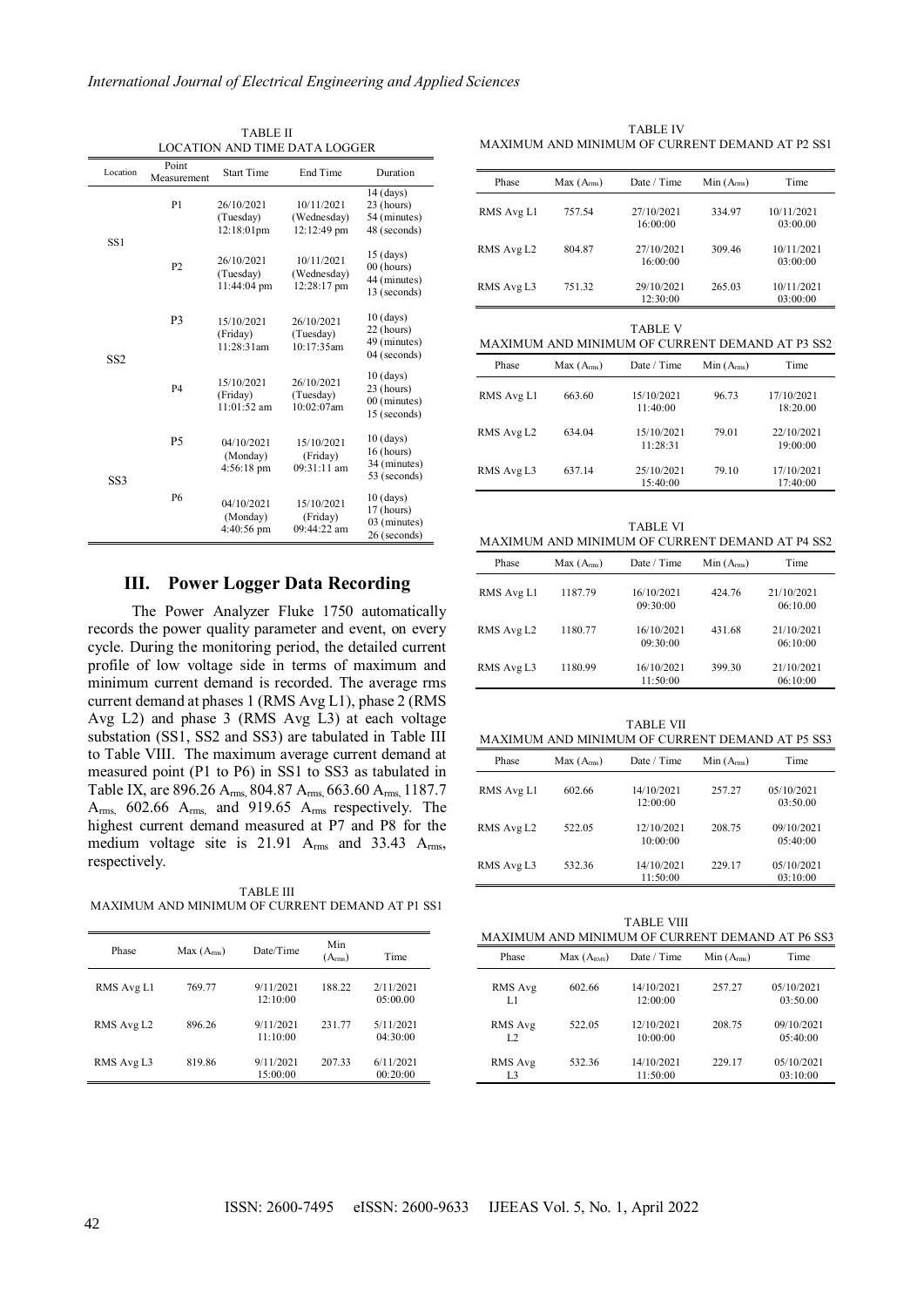TABLE II
LOCATION AND TIME DATA LOGGER

| Location | Point Measurement | Start Time | End Time | Duration |
|---|---|---|---|---|
| SS1 | P1 | 26/10/2021 (Tuesday) 12:18:01pm | 10/11/2021 (Wednesday) 12:12:49 pm | 14 (days) 23 (hours) 54 (minutes) 48 (seconds) |
| | P2 | 26/10/2021 (Tuesday) 11:44:04 pm | 10/11/2021 (Wednesday) 12:28:17 pm | 15 (days) 00 (hours) 44 (minutes) 13 (seconds) |
| SS2 | P3 | 15/10/2021 (Friday) 11:28:31am | 26/10/2021 (Tuesday) 10:17:35am | 10 (days) 22 (hours) 49 (minutes) 04 (seconds) |
| | P4 | 15/10/2021 (Friday) 11:01:52 am | 26/10/2021 (Tuesday) 10:02:07am | 10 (days) 23 (hours) 00 (minutes) 15 (seconds) |
| SS3 | P5 | 04/10/2021 (Monday) 4:56:18 pm | 15/10/2021 (Friday) 09:31:11 am | 10 (days) 16 (hours) 34 (minutes) 53 (seconds) |
| | P6 | 04/10/2021 (Monday) 4:40:56 pm | 15/10/2021 (Friday) 09:44:22 am | 10 (days) 17 (hours) 03 (minutes) 26 (seconds) |

## III. Power Logger Data Recording

The Power Analyzer Fluke 1750 automatically records the power quality parameter and event, on every cycle. During the monitoring period, the detailed current profile of low voltage side in terms of maximum and minimum current demand is recorded. The average rms current demand at phases 1 (RMS Avg L1), phase 2 (RMS Avg L2) and phase 3 (RMS Avg L3) at each voltage substation (SS1, SS2 and SS3) are tabulated in Table III to Table VIII. The maximum average current demand at measured point (P1 to P6) in SS1 to SS3 as tabulated in Table IX, are 896.26 $A_{rms}$, 804.87 $A_{rms}$, 663.60 $A_{rms}$, 1187.7 $A_{rms}$, 602.66 $A_{rms}$, and 919.65 $A_{rms}$ respectively. The highest current demand measured at P7 and P8 for the medium voltage site is 21.91 $A_{rms}$ and 33.43 $A_{rms}$, respectively.

TABLE III
MAXIMUM AND MINIMUM OF CURRENT DEMAND AT P1 SS1

| Phase | Max ($A_{rms}$) | Date/Time | Min ($A_{rms}$) | Time |
|---|---|---|---|---|
| RMS Avg L1 | 769.77 | 9/11/2021 12:10:00 | 188.22 | 2/11/2021 05:00:00 |
| RMS Avg L2 | 896.26 | 9/11/2021 11:10:00 | 231.77 | 5/11/2021 04:30:00 |
| RMS Avg L3 | 819.86 | 9/11/2021 15:00:00 | 207.33 | 6/11/2021 00:20:00 |

TABLE IV
MAXIMUM AND MINIMUM OF CURRENT DEMAND AT P2 SS1

| Phase | Max ($A_{rms}$) | Date / Time | Min ($A_{rms}$) | Time |
|---|---|---|---|---|
| RMS Avg L1 | 757.54 | 27/10/2021 16:00:00 | 334.97 | 10/11/2021 03:00:00 |
| RMS Avg L2 | 804.87 | 27/10/2021 16:00:00 | 309.46 | 10/11/2021 03:00:00 |
| RMS Avg L3 | 751.32 | 29/10/2021 12:30:00 | 265.03 | 10/11/2021 03:00:00 |

TABLE V
MAXIMUM AND MINIMUM OF CURRENT DEMAND AT P3 SS2

| Phase | Max ($A_{rms}$) | Date / Time | Min ($A_{rms}$) | Time |
|---|---|---|---|---|
| RMS Avg L1 | 663.60 | 15/10/2021 11:40:00 | 96.73 | 17/10/2021 18:20.00 |
| RMS Avg L2 | 634.04 | 15/10/2021 11:28:31 | 79.01 | 22/10/2021 19:00:00 |
| RMS Avg L3 | 637.14 | 25/10/2021 15:40:00 | 79.10 | 17/10/2021 17:40:00 |

TABLE VI
MAXIMUM AND MINIMUM OF CURRENT DEMAND AT P4 SS2

| Phase | Max ($A_{rms}$) | Date / Time | Min ($A_{rms}$) | Time |
|---|---|---|---|---|
| RMS Avg L1 | 1187.79 | 16/10/2021 09:30:00 | 424.76 | 21/10/2021 06:10.00 |
| RMS Avg L2 | 1180.77 | 16/10/2021 09:30:00 | 431.68 | 21/10/2021 06:10:00 |
| RMS Avg L3 | 1180.99 | 16/10/2021 11:50:00 | 399.30 | 21/10/2021 06:10:00 |

TABLE VII
MAXIMUM AND MINIMUM OF CURRENT DEMAND AT P5 SS3

| Phase | Max ($A_{rms}$) | Date / Time | Min ($A_{rms}$) | Time |
|---|---|---|---|---|
| RMS Avg L1 | 602.66 | 14/10/2021 12:00:00 | 257.27 | 05/10/2021 03:50.00 |
| RMS Avg L2 | 522.05 | 12/10/2021 10:00:00 | 208.75 | 09/10/2021 05:40:00 |
| RMS Avg L3 | 532.36 | 14/10/2021 11:50:00 | 229.17 | 05/10/2021 03:10:00 |

TABLE VIII
MAXIMUM AND MINIMUM OF CURRENT DEMAND AT P6 SS3

| Phase | Max ($A_{RMS}$) | Date / Time | Min ($A_{rms}$) | Time |
|---|---|---|---|---|
| RMS Avg L1 | 602.66 | 14/10/2021 12:00:00 | 257.27 | 05/10/2021 03:50.00 |
| RMS Avg L2 | 522.05 | 12/10/2021 10:00:00 | 208.75 | 09/10/2021 05:40:00 |
| RMS Avg L3 | 532.36 | 14/10/2021 11:50:00 | 229.17 | 05/10/2021 03:10:00 |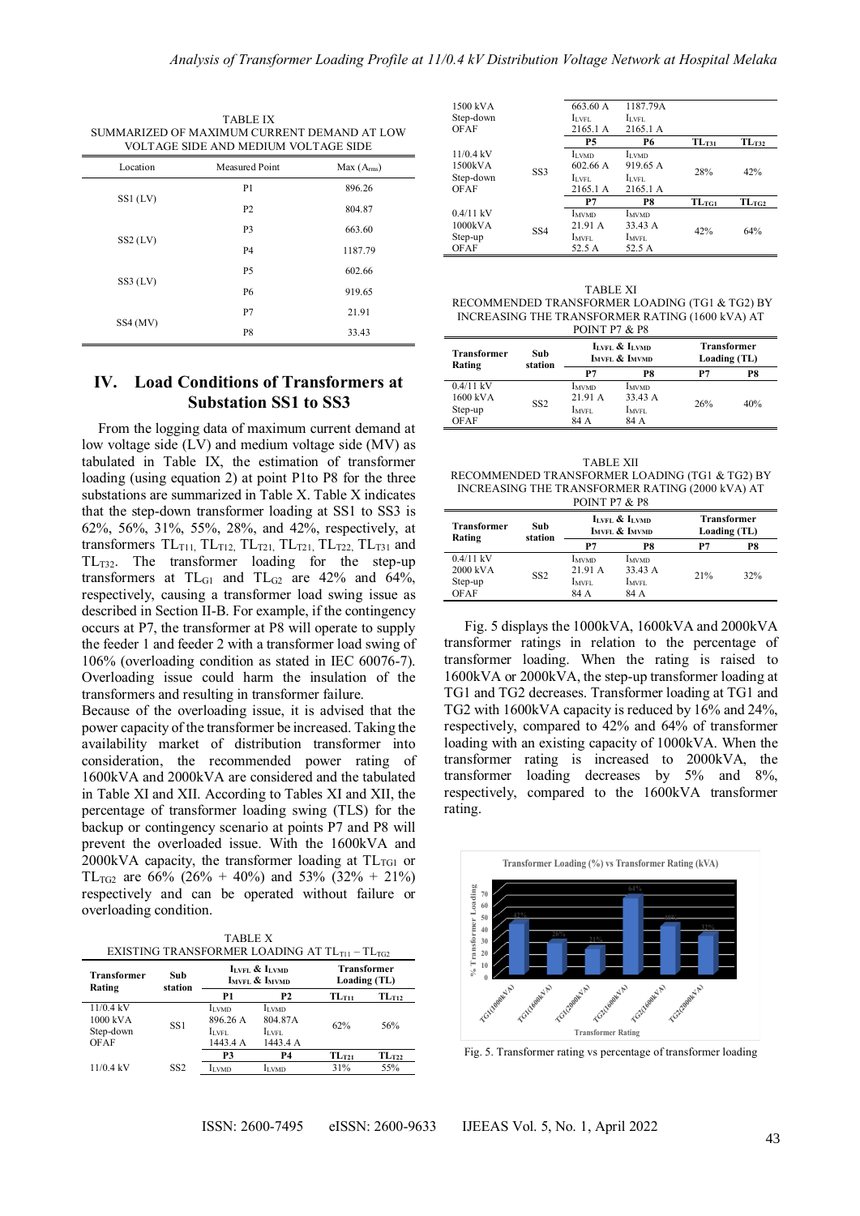TABLE IX
SUMMARIZED OF MAXIMUM CURRENT DEMAND AT LOW VOLTAGE SIDE AND MEDIUM VOLTAGE SIDE

| Location | Measured Point | Max ($A_{rms}$) |
|---|---|---|
| SS1 (LV) | P1 | 896.26 |
| | P2 | 804.87 |
| SS2 (LV) | P3 | 663.60 |
| | P4 | 1187.79 |
| SS3 (LV) | P5 | 602.66 |
| | P6 | 919.65 |
| SS4 (MV) | P7 | 21.91 |
| | P8 | 33.43 |

## IV. Load Conditions of Transformers at Substation SS1 to SS3

From the logging data of maximum current demand at low voltage side (LV) and medium voltage side (MV) as tabulated in Table IX, the estimation of transformer loading (using equation 2) at point P1to P8 for the three substations are summarized in Table X. Table X indicates that the step-down transformer loading at SS1 to SS3 is 62%, 56%, 31%, 55%, 28%, and 42%, respectively, at transformers $TL_{T11}$, $TL_{T12}$, $TL_{T21}$, $TL_{T22}$, $TL_{T31}$ and $TL_{T32}$. The transformer loading for the step-up transformers at $TL_{G1}$ and $TL_{G2}$ are 42% and 64%, respectively, causing a transformer load swing issue as described in Section II-B. For example, if the contingency occurs at P7, the transformer at P8 will operate to supply the feeder 1 and feeder 2 with a transformer load swing of 106% (overloading condition as stated in IEC 60076-7). Overloading issue could harm the insulation of the transformers and resulting in transformer failure.

Because of the overloading issue, it is advised that the power capacity of the transformer be increased. Taking the availability market of distribution transformer into consideration, the recommended power rating of 1600kVA and 2000kVA are considered and the tabulated in Table XI and XII. According to Tables XI and XII, the percentage of transformer loading swing (TLS) for the backup or contingency scenario at points P7 and P8 will prevent the overloaded issue. With the 1600kVA and 2000kVA capacity, the transformer loading at $TL_{TG1}$ or $TL_{TG2}$ are 66% (26% + 40%) and 53% (32% + 21%) respectively and can be operated without failure or overloading condition.

TABLE X
EXISTING TRANSFORMER LOADING AT $TL_{T11}$ – $TL_{TG2}$

| Transformer Rating | Sub station | $I_{LVFL}$ & $I_{LVMD}$ / $I_{MVFL}$ & $I_{MVMD}$ | | Transformer Loading (TL) | |
|---|---|---|---|---|---|
| | | P1 | P2 | $TL_{T11}$ | $TL_{T12}$ |
| 11/0.4 kV 1000 kVA Step-down OFAF | SS1 | $I_{LVMD}$ 896.26 A $I_{LVFL}$ 1443.4 A | $I_{LVMD}$ 804.87A $I_{LVFL}$ 1443.4 A | 62% | 56% |
| | | P3 | P4 | $TL_{T21}$ | $TL_{T22}$ |
| 11/0.4 kV 1500 kVA Step-down OFAF | SS2 | $I_{LVMD}$ 663.60 A $I_{LVFL}$ 2165.1 A | $I_{LVMD}$ 1187.79A $I_{LVFL}$ 2165.1 A | 31% | 55% |
| | | P5 | P6 | $TL_{T31}$ | $TL_{T32}$ |
| 11/0.4 kV 1500kVA Step-down OFAF | SS3 | $I_{LVMD}$ 602.66 A $I_{LVFL}$ 2165.1 A | $I_{LVMD}$ 919.65 A $I_{LVFL}$ 2165.1 A | 28% | 42% |
| | | P7 | P8 | $TL_{TG1}$ | $TL_{TG2}$ |
| 0.4/11 kV 1000kVA Step-up OFAF | SS4 | $I_{MVMD}$ 21.91 A $I_{MVFL}$ 52.5 A | $I_{MVMD}$ 33.43 A $I_{MVFL}$ 52.5 A | 42% | 64% |

TABLE XI
RECOMMENDED TRANSFORMER LOADING (TG1 & TG2) BY INCREASING THE TRANSFORMER RATING (1600 kVA) AT POINT P7 & P8

| Transformer Rating | Sub station | $I_{LVFL}$ & $I_{LVMD}$ / $I_{MVFL}$ & $I_{MVMD}$ | | Transformer Loading (TL) | |
|---|---|---|---|---|---|
| | | P7 | P8 | P7 | P8 |
| 0.4/11 kV 1600 kVA Step-up OFAF | SS2 | $I_{MVMD}$ 21.91 A $I_{MVFL}$ 84 A | $I_{MVMD}$ 33.43 A $I_{MVFL}$ 84 A | 26% | 40% |

TABLE XII
RECOMMENDED TRANSFORMER LOADING (TG1 & TG2) BY INCREASING THE TRANSFORMER RATING (2000 kVA) AT POINT P7 & P8

| Transformer Rating | Sub station | $I_{LVFL}$ & $I_{LVMD}$ / $I_{MVFL}$ & $I_{MVMD}$ | | Transformer Loading (TL) | |
|---|---|---|---|---|---|
| | | P7 | P8 | P7 | P8 |
| 0.4/11 kV 2000 kVA Step-up OFAF | SS2 | $I_{MVMD}$ 21.91 A $I_{MVFL}$ 84 A | $I_{MVMD}$ 33.43 A $I_{MVFL}$ 84 A | 21% | 32% |

Fig. 5 displays the 1000kVA, 1600kVA and 2000kVA transformer ratings in relation to the percentage of transformer loading. When the rating is raised to 1600kVA or 2000kVA, the step-up transformer loading at TG1 and TG2 decreases. Transformer loading at TG1 and TG2 with 1600kVA capacity is reduced by 16% and 24%, respectively, compared to 42% and 64% of transformer loading with an existing capacity of 1000kVA. When the transformer rating is increased to 2000kVA, the transformer loading decreases by 5% and 8%, respectively, compared to the 1600kVA transformer rating.

Fig. 5. Transformer rating vs percentage of transformer loading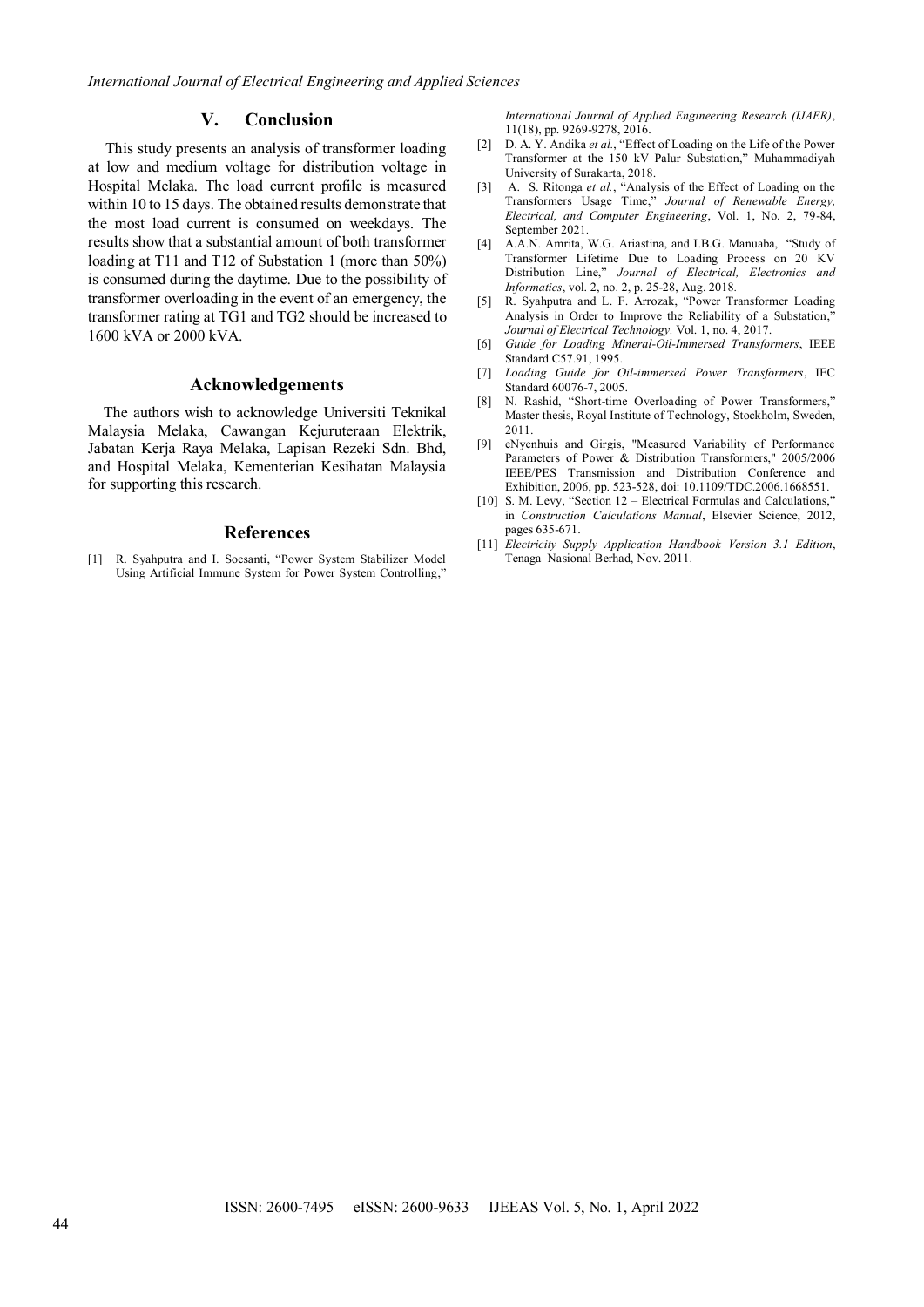## V. Conclusion

This study presents an analysis of transformer loading at low and medium voltage for distribution voltage in Hospital Melaka. The load current profile is measured within 10 to 15 days. The obtained results demonstrate that the most load current is consumed on weekdays. The results show that a substantial amount of both transformer loading at T11 and T12 of Substation 1 (more than 50%) is consumed during the daytime. Due to the possibility of transformer overloading in the event of an emergency, the transformer rating at TG1 and TG2 should be increased to 1600 kVA or 2000 kVA.

## Acknowledgements

The authors wish to acknowledge Universiti Teknikal Malaysia Melaka, Cawangan Kejuruteraan Elektrik, Jabatan Kerja Raya Melaka, Lapisan Rezeki Sdn. Bhd, and Hospital Melaka, Kementerian Kesihatan Malaysia for supporting this research.

## References

[1] R. Syahputra and I. Soesanti, "Power System Stabilizer Model Using Artificial Immune System for Power System Controlling," *International Journal of Applied Engineering Research (IJAER)*, 11(18), pp. 9269-9278, 2016.

[2] D. A. Y. Andika *et al.*, "Effect of Loading on the Life of the Power Transformer at the 150 kV Palur Substation," Muhammadiyah University of Surakarta, 2018.

[3] A. S. Ritonga *et al.*, "Analysis of the Effect of Loading on the Transformers Usage Time," *Journal of Renewable Energy, Electrical, and Computer Engineering*, Vol. 1, No. 2, 79-84, September 2021.

[4] A.A.N. Amrita, W.G. Ariastina, and I.B.G. Manuaba, "Study of Transformer Lifetime Due to Loading Process on 20 KV Distribution Line," *Journal of Electrical, Electronics and Informatics*, vol. 2, no. 2, p. 25-28, Aug. 2018.

[5] R. Syahputra and L. F. Arrozak, "Power Transformer Loading Analysis in Order to Improve the Reliability of a Substation," *Journal of Electrical Technology,* Vol. 1, no. 4, 2017.

[6] *Guide for Loading Mineral-Oil-Immersed Transformers*, IEEE Standard C57.91, 1995.

[7] *Loading Guide for Oil-immersed Power Transformers*, IEC Standard 60076-7, 2005.

[8] N. Rashid, "Short-time Overloading of Power Transformers," Master thesis, Royal Institute of Technology, Stockholm, Sweden, 2011.

[9] eNyenhuis and Girgis, "Measured Variability of Performance Parameters of Power & Distribution Transformers," 2005/2006 IEEE/PES Transmission and Distribution Conference and Exhibition, 2006, pp. 523-528, doi: 10.1109/TDC.2006.1668551.

[10] S. M. Levy, "Section 12 – Electrical Formulas and Calculations," in *Construction Calculations Manual*, Elsevier Science, 2012, pages 635-671.

[11] *Electricity Supply Application Handbook Version 3.1 Edition*, Tenaga Nasional Berhad, Nov. 2011.